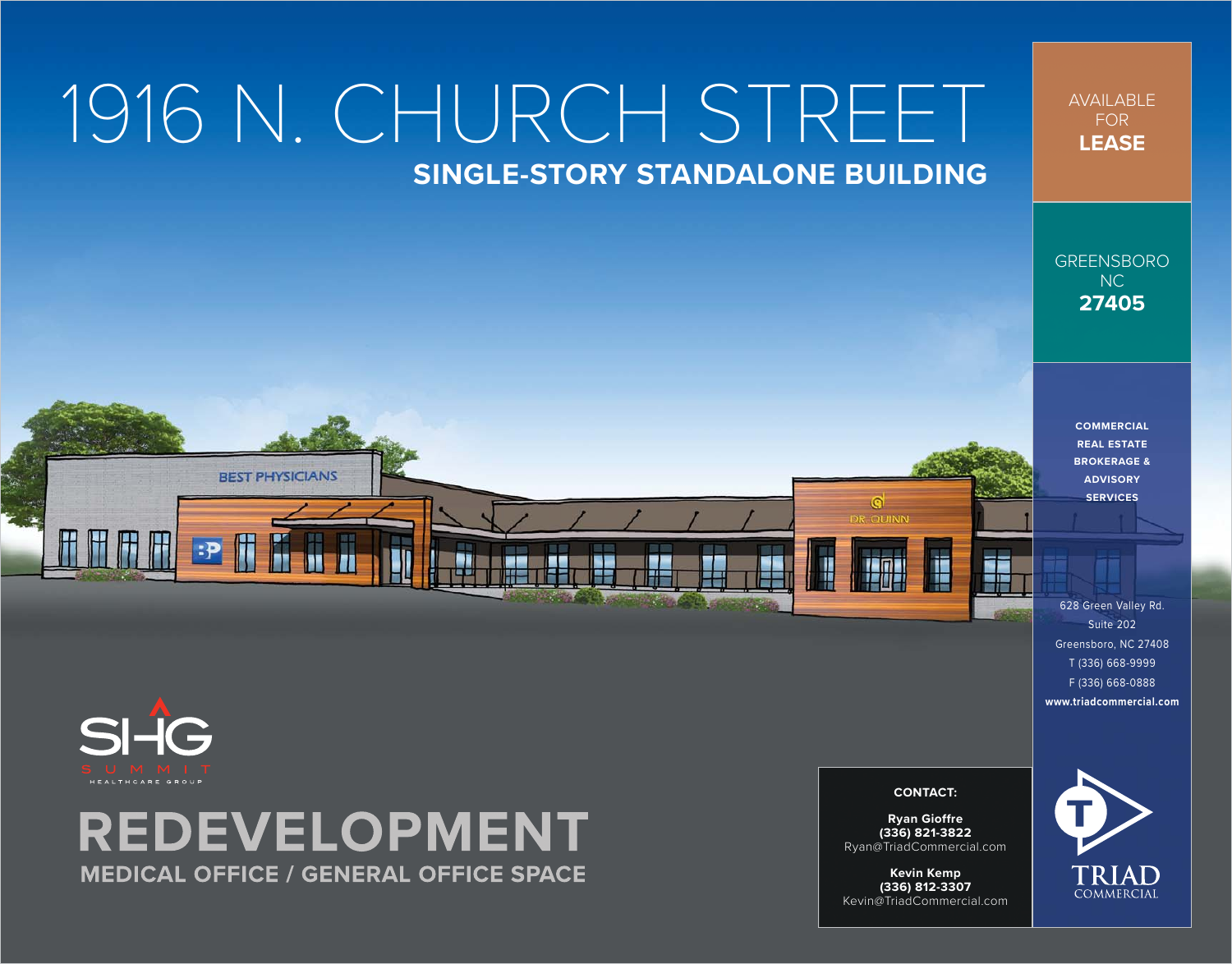# 1916 N. CHURCH STREET

## SINGLE-STORY STANDALONE BUILDING

AVAILABLE FOR **LEASE**

GREENSBORO NC **27405**

**COMMERCIAL REAL ESTATE BROKERAGE & ADVISORY SERVICES**

628 Green Valley Rd.
Suite 202
Greensboro, NC 27408
T (336) 668-9999
F (336) 668-0888
**www.triadcommercial.com**

SHG SUMMIT HEALTHCARE GROUP

# REDEVELOPMENT

## MEDICAL OFFICE / GENERAL OFFICE SPACE

**CONTACT:**

**Ryan Gioffre**
**(336) 821-3822**
Ryan@TriadCommercial.com

**Kevin Kemp**
**(336) 812-3307**
Kevin@TriadCommercial.com

TRIAD COMMERCIAL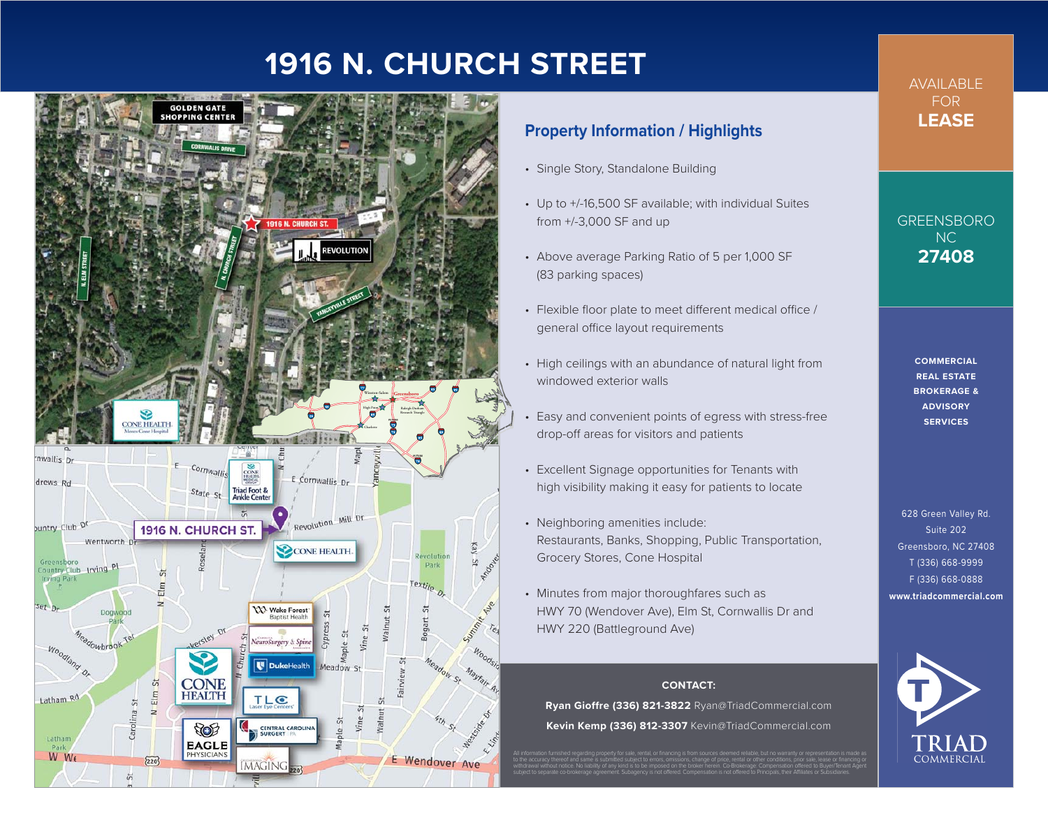# 1916 N. CHURCH STREET

AVAILABLE FOR **LEASE**

GREENSBORO NC **27408**

## Property Information / Highlights

- Single Story, Standalone Building
- Up to +/-16,500 SF available; with individual Suites from +/-3,000 SF and up
- Above average Parking Ratio of 5 per 1,000 SF (83 parking spaces)
- Flexible floor plate to meet different medical office / general office layout requirements
- High ceilings with an abundance of natural light from windowed exterior walls
- Easy and convenient points of egress with stress-free drop-off areas for visitors and patients
- Excellent Signage opportunities for Tenants with high visibility making it easy for patients to locate
- Neighboring amenities include: Restaurants, Banks, Shopping, Public Transportation, Grocery Stores, Cone Hospital
- Minutes from major thoroughfares such as HWY 70 (Wendover Ave), Elm St, Cornwallis Dr and HWY 220 (Battleground Ave)

**CONTACT:**

**Ryan Gioffre (336) 821-3822** Ryan@TriadCommercial.com

**Kevin Kemp (336) 812-3307** Kevin@TriadCommercial.com

All information furnished regarding property for sale, rental, or financing is from sources deemed reliable, but no warranty or representation is made as to the accuracy thereof and same is submitted subject to errors, omissions, change of price, rental or other conditions, prior sale, lease or financing or withdrawal without notice. No liability of any kind is to be imposed on the broker herein. Co-Brokerage: Compensation offered to Buyer/Tenant Agent subject to separate co-brokerage agreement. Subagency is not offered. Compensation is not offered to Principals, their Affiliates or Subsidiaries.

**COMMERCIAL REAL ESTATE BROKERAGE & ADVISORY SERVICES**

628 Green Valley Rd.
Suite 202
Greensboro, NC 27408
T (336) 668-9999
F (336) 668-0888
**www.triadcommercial.com**

TRIAD COMMERCIAL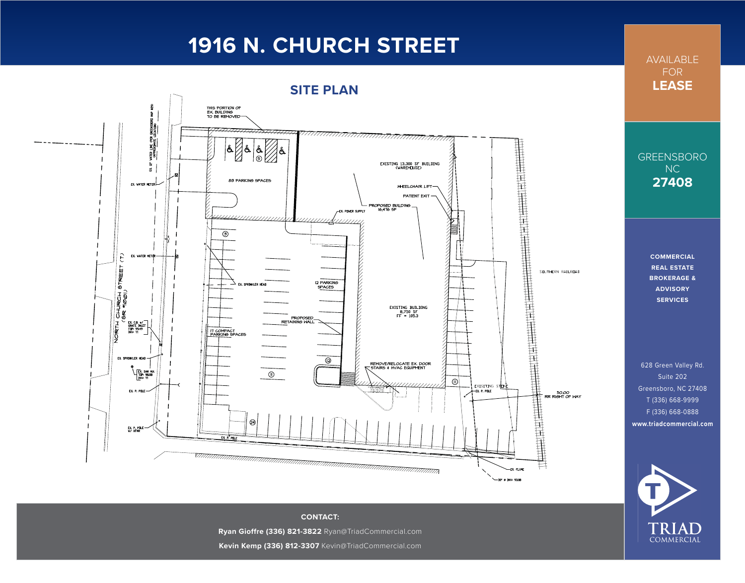# 1916 N. CHURCH STREET

## SITE PLAN

THIS PORTION OF EX. BUILDING TO BE REMOVED

EX. 12" WATER LINE (PER GREENSBORO MAP #20) (APPROXIMATE LOCATION)

EX. WATER METER

83 PARKING SPACES

EXISTING 13,300 SF BUILDING (WAREHOUSE)

WHEELCHAIR LIFT

PATIENT EXIT

PROPOSED BUILDING 16,476 SF

EX. POWER SUPPLY

EX. WATER METER

EX. SPRINKLER HEAD

12 PARKING SPACES

SOUTHERN RAILROAD

NORTH CHURCH STREET (T) (SR #1001)

EXISTING BUILDING 8,750 SF FF = 105.3

EX. C.B. w/ GRATE INLET TOP: 99.49 INV: 11

PROPOSED RETAINING WALL

17 COMPACT PARKING SPACES

EX. SPRINKLER HEAD

EX. SAN. MH. TOP: 98.88 INV: 11

REMOVE/RELOCATE EX. DOOR STAIRS & HVAC EQUIPMENT

EX. P. POLE

EXISTING STONE

EX. P. POLE

50.00 RR RIGHT OF WAY

EX. P. POLE W/ XFMR

EX. P. POLE

EX. FLUME

30" Ø INV: 93.08

AVAILABLE FOR **LEASE**

GREENSBORO NC **27408**

**COMMERCIAL REAL ESTATE BROKERAGE & ADVISORY SERVICES**

628 Green Valley Rd.
Suite 202
Greensboro, NC 27408
T (336) 668-9999
F (336) 668-0888
**www.triadcommercial.com**

TRIAD COMMERCIAL

**CONTACT:**

**Ryan Gioffre (336) 821-3822** Ryan@TriadCommercial.com

**Kevin Kemp (336) 812-3307** Kevin@TriadCommercial.com